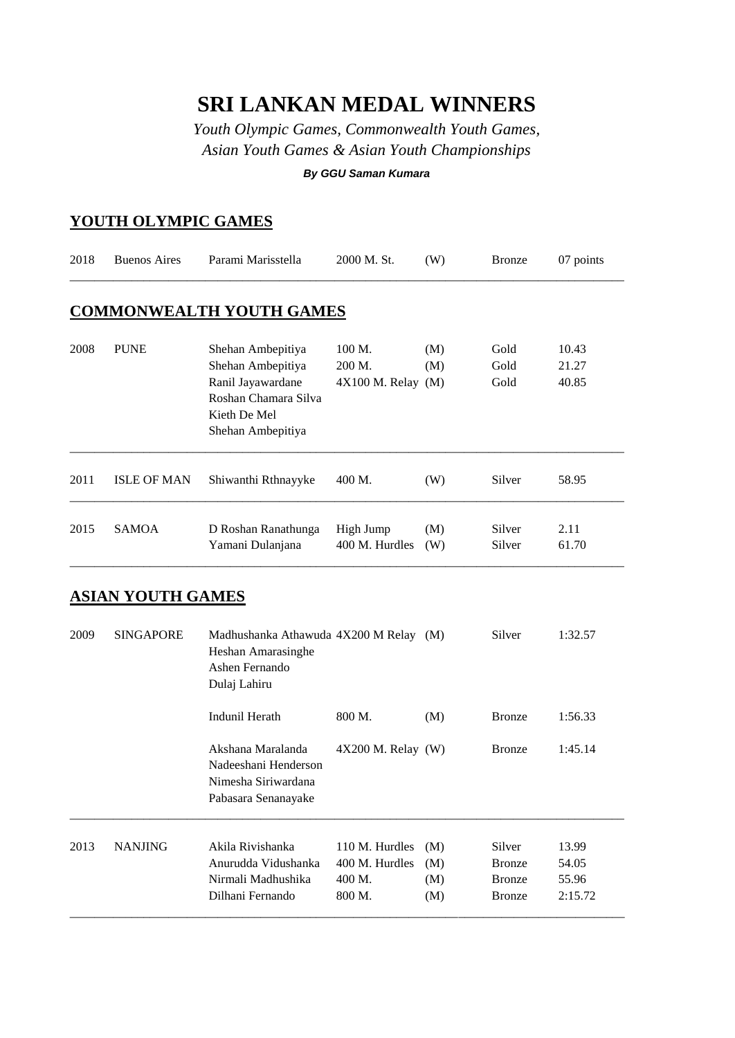# SRI LANKAN MEDAL WINNERS

*Youth Olympic Games, Commonwealth Youth Games,*
*Asian Youth Games & Asian Youth Championships*

***By GGU Saman Kumara***

## YOUTH OLYMPIC GAMES

| | | | | | | |
|---|---|---|---|---|---|---|
| 2018 | Buenos Aires | Parami Marisstella | 2000 M. St. | (W) | Bronze | 07 points |

## COMMONWEALTH YOUTH GAMES

| | | | | | | |
|---|---|---|---|---|---|---|
| 2008 | PUNE | Shehan Ambepitiya | 100 M. | (M) | Gold | 10.43 |
| | | Shehan Ambepitiya | 200 M. | (M) | Gold | 21.27 |
| | | Ranil Jayawardane<br>Roshan Chamara Silva<br>Kieth De Mel<br>Shehan Ambepitiya | 4X100 M. Relay | (M) | Gold | 40.85 |
| 2011 | ISLE OF MAN | Shiwanthi Rthnayyke | 400 M. | (W) | Silver | 58.95 |
| 2015 | SAMOA | D Roshan Ranathunga | High Jump | (M) | Silver | 2.11 |
| | | Yamani Dulanjana | 400 M. Hurdles | (W) | Silver | 61.70 |

## ASIAN YOUTH GAMES

| | | | | | | |
|---|---|---|---|---|---|---|
| 2009 | SINGAPORE | Madhushanka Athawuda<br>Heshan Amarasinghe<br>Ashen Fernando<br>Dulaj Lahiru | 4X200 M Relay | (M) | Silver | 1:32.57 |
| | | Indunil Herath | 800 M. | (M) | Bronze | 1:56.33 |
| | | Akshana Maralanda<br>Nadeeshani Henderson<br>Nimesha Siriwardana<br>Pabasara Senanayake | 4X200 M. Relay | (W) | Bronze | 1:45.14 |
| 2013 | NANJING | Akila Rivishanka | 110 M. Hurdles | (M) | Silver | 13.99 |
| | | Anurudda Vidushanka | 400 M. Hurdles | (M) | Bronze | 54.05 |
| | | Nirmali Madhushika | 400 M. | (M) | Bronze | 55.96 |
| | | Dilhani Fernando | 800 M. | (M) | Bronze | 2:15.72 |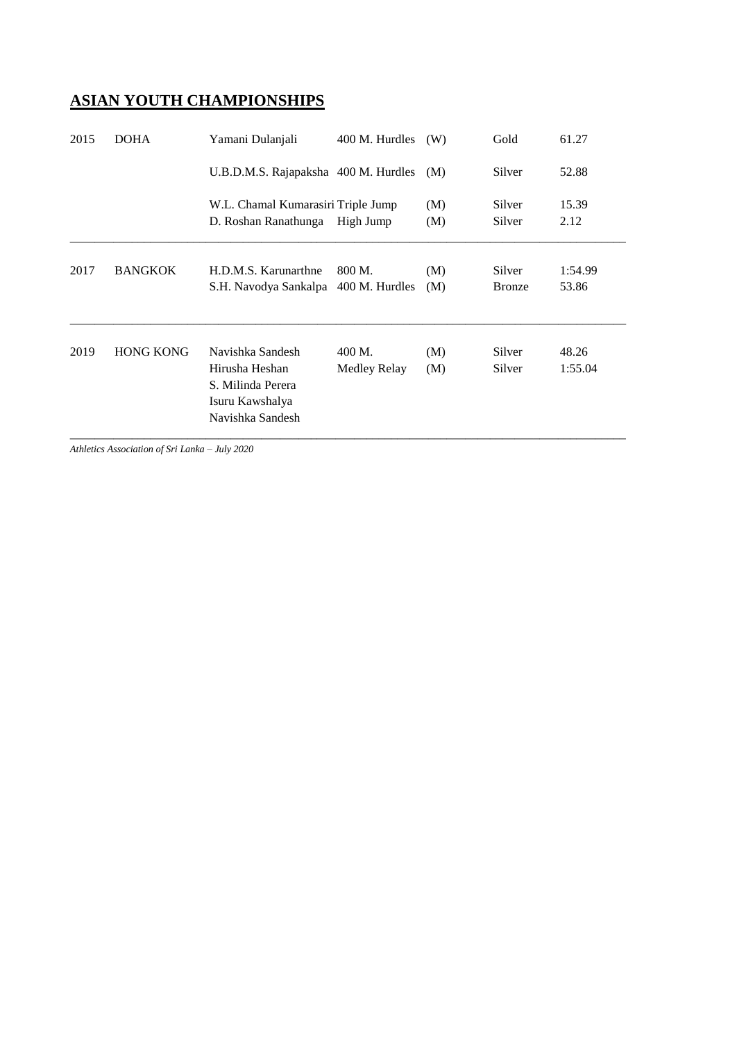## ASIAN YOUTH CHAMPIONSHIPS

| | | | | | | |
|---|---|---|---|---|---|---|
| 2015 | DOHA | Yamani Dulanjali | 400 M. Hurdles | (W) | Gold | 61.27 |
| | | U.B.D.M.S. Rajapaksha | 400 M. Hurdles | (M) | Silver | 52.88 |
| | | W.L. Chamal Kumarasiri | Triple Jump | (M) | Silver | 15.39 |
| | | D. Roshan Ranathunga | High Jump | (M) | Silver | 2.12 |
| 2017 | BANGKOK | H.D.M.S. Karunarthne | 800 M. | (M) | Silver | 1:54.99 |
| | | S.H. Navodya Sankalpa | 400 M. Hurdles | (M) | Bronze | 53.86 |
| 2019 | HONG KONG | Navishka Sandesh | 400 M. | (M) | Silver | 48.26 |
| | | Hirusha Heshan<br>S. Milinda Perera<br>Isuru Kawshalya<br>Navishka Sandesh | Medley Relay | (M) | Silver | 1:55.04 |

*Athletics Association of Sri Lanka – July 2020*